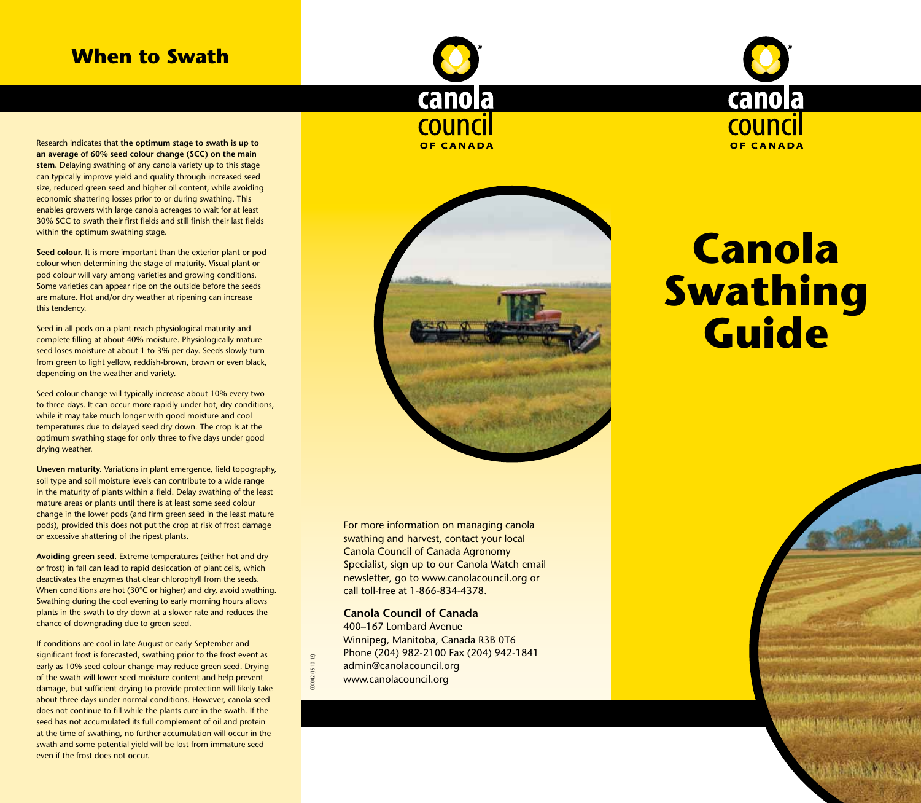## When to Swath

Research indicates that **the optimum stage to swath is up to an average of 60% seed colour change (SCC) on the main stem.** Delaying swathing of any canola variety up to this stage can typically improve yield and quality through increased seed size, reduced green seed and higher oil content, while avoiding economic shattering losses prior to or during swathing. This enables growers with large canola acreages to wait for at least 30% SCC to swath their first fields and still finish their last fields within the optimum swathing stage.

**Seed colour.** It is more important than the exterior plant or pod colour when determining the stage of maturity. Visual plant or pod colour will vary among varieties and growing conditions. Some varieties can appear ripe on the outside before the seeds are mature. Hot and/or dry weather at ripening can increase this tendency.

Seed in all pods on a plant reach physiological maturity and complete filling at about 40% moisture. Physiologically mature seed loses moisture at about 1 to 3% per day. Seeds slowly turn from green to light yellow, reddish-brown, brown or even black, depending on the weather and variety.

Seed colour change will typically increase about 10% every two to three days. It can occur more rapidly under hot, dry conditions, while it may take much longer with good moisture and cool temperatures due to delayed seed dry down. The crop is at the optimum swathing stage for only three to five days under good drying weather.

**Uneven maturity.** Variations in plant emergence, field topography, soil type and soil moisture levels can contribute to a wide range in the maturity of plants within a field. Delay swathing of the least mature areas or plants until there is at least some seed colour change in the lower pods (and firm green seed in the least mature pods), provided this does not put the crop at risk of frost damage or excessive shattering of the ripest plants.

**Avoiding green seed.** Extreme temperatures (either hot and dry or frost) in fall can lead to rapid desiccation of plant cells, which deactivates the enzymes that clear chlorophyll from the seeds. When conditions are hot (30°C or higher) and dry, avoid swathing. Swathing during the cool evening to early morning hours allows plants in the swath to dry down at a slower rate and reduces the chance of downgrading due to green seed.

If conditions are cool in late August or early September and significant frost is forecasted, swathing prior to the frost event as early as 10% seed colour change may reduce green seed. Drying of the swath will lower seed moisture content and help prevent damage, but sufficient drying to provide protection will likely take about three days under normal conditions. However, canola seed does not continue to fill while the plants cure in the swath. If the seed has not accumulated its full complement of oil and protein at the time of swathing, no further accumulation will occur in the swath and some potential yield will be lost from immature seed even if the frost does not occur.

canola council OF CANADA

For more information on managing canola swathing and harvest, contact your local Canola Council of Canada Agronomy Specialist, sign up to our Canola Watch email newsletter, go to www.canolacouncil.org or call toll-free at 1-866-834-4378.

**Canola Council of Canada**
400–167 Lombard Avenue
Winnipeg, Manitoba, Canada R3B 0T6
Phone (204) 982-2100 Fax (204) 942-1841
admin@canolacouncil.org
www.canolacouncil.org

CCC042 (15-10-12)

canola council OF CANADA

# Canola Swathing Guide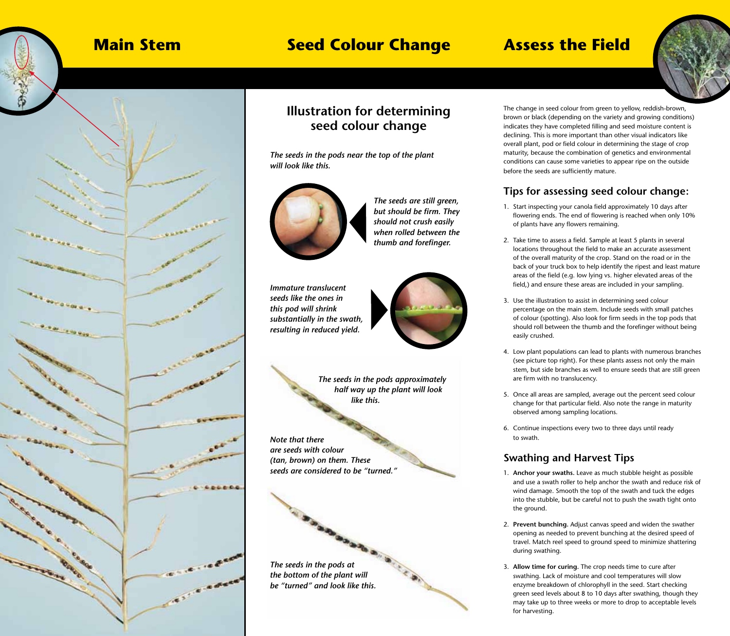## Main Stem

## Seed Colour Change

### Illustration for determining seed colour change

*The seeds in the pods near the top of the plant will look like this.*

*The seeds are still green, but should be firm. They should not crush easily when rolled between the thumb and forefinger.*

*Immature translucent seeds like the ones in this pod will shrink substantially in the swath, resulting in reduced yield.*

*The seeds in the pods approximately half way up the plant will look like this.*

*Note that there are seeds with colour (tan, brown) on them. These seeds are considered to be "turned."*

*The seeds in the pods at the bottom of the plant will be "turned" and look like this.*

## Assess the Field

The change in seed colour from green to yellow, reddish-brown, brown or black (depending on the variety and growing conditions) indicates they have completed filling and seed moisture content is declining. This is more important than other visual indicators like overall plant, pod or field colour in determining the stage of crop maturity, because the combination of genetics and environmental conditions can cause some varieties to appear ripe on the outside before the seeds are sufficiently mature.

### Tips for assessing seed colour change:

1. Start inspecting your canola field approximately 10 days after flowering ends. The end of flowering is reached when only 10% of plants have any flowers remaining.
2. Take time to assess a field. Sample at least 5 plants in several locations throughout the field to make an accurate assessment of the overall maturity of the crop. Stand on the road or in the back of your truck box to help identify the ripest and least mature areas of the field (e.g. low lying vs. higher elevated areas of the field,) and ensure these areas are included in your sampling.
3. Use the illustration to assist in determining seed colour percentage on the main stem. Include seeds with small patches of colour (spotting). Also look for firm seeds in the top pods that should roll between the thumb and the forefinger without being easily crushed.
4. Low plant populations can lead to plants with numerous branches (see picture top right). For these plants assess not only the main stem, but side branches as well to ensure seeds that are still green are firm with no translucency.
5. Once all areas are sampled, average out the percent seed colour change for that particular field. Also note the range in maturity observed among sampling locations.
6. Continue inspections every two to three days until ready to swath.

### Swathing and Harvest Tips

1. **Anchor your swaths.** Leave as much stubble height as possible and use a swath roller to help anchor the swath and reduce risk of wind damage. Smooth the top of the swath and tuck the edges into the stubble, but be careful not to push the swath tight onto the ground.
2. **Prevent bunching.** Adjust canvas speed and widen the swather opening as needed to prevent bunching at the desired speed of travel. Match reel speed to ground speed to minimize shattering during swathing.
3. **Allow time for curing.** The crop needs time to cure after swathing. Lack of moisture and cool temperatures will slow enzyme breakdown of chlorophyll in the seed. Start checking green seed levels about 8 to 10 days after swathing, though they may take up to three weeks or more to drop to acceptable levels for harvesting.